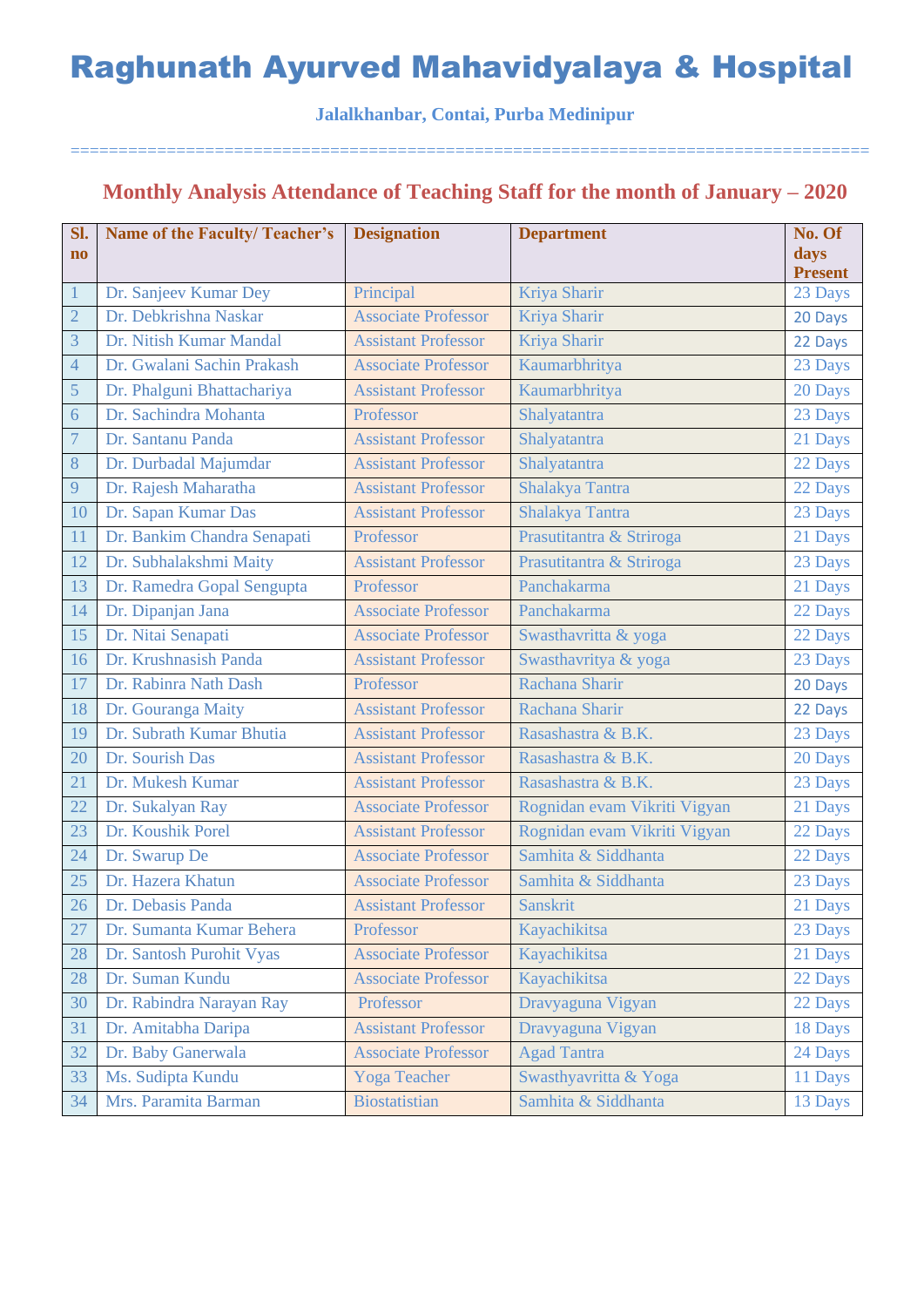# Raghunath Ayurved Mahavidyalaya & Hospital

**Jalalkhanbar, Contai, Purba Medinipur**

==================================================================================

## Monthly Analysis Attendance of Teaching Staff for the month of January – 2020

| Sl. no | Name of the Faculty/ Teacher's | Designation | Department | No. Of days Present |
|---|---|---|---|---|
| 1 | Dr. Sanjeev Kumar Dey | Principal | Kriya Sharir | 23 Days |
| 2 | Dr. Debkrishna Naskar | Associate Professor | Kriya Sharir | 20 Days |
| 3 | Dr. Nitish Kumar Mandal | Assistant Professor | Kriya Sharir | 22 Days |
| 4 | Dr. Gwalani Sachin Prakash | Associate Professor | Kaumarbhritya | 23 Days |
| 5 | Dr. Phalguni Bhattachariya | Assistant Professor | Kaumarbhritya | 20 Days |
| 6 | Dr. Sachindra Mohanta | Professor | Shalyatantra | 23 Days |
| 7 | Dr. Santanu Panda | Assistant Professor | Shalyatantra | 21 Days |
| 8 | Dr. Durbadal Majumdar | Assistant Professor | Shalyatantra | 22 Days |
| 9 | Dr. Rajesh Maharatha | Assistant Professor | Shalakya Tantra | 22 Days |
| 10 | Dr. Sapan Kumar Das | Assistant Professor | Shalakya Tantra | 23 Days |
| 11 | Dr. Bankim Chandra Senapati | Professor | Prasutitantra & Striroga | 21 Days |
| 12 | Dr. Subhalakshmi Maity | Assistant Professor | Prasutitantra & Striroga | 23 Days |
| 13 | Dr. Ramedra Gopal Sengupta | Professor | Panchakarma | 21 Days |
| 14 | Dr. Dipanjan Jana | Associate Professor | Panchakarma | 22 Days |
| 15 | Dr. Nitai Senapati | Associate Professor | Swasthavritta & yoga | 22 Days |
| 16 | Dr. Krushnasish Panda | Assistant Professor | Swasthavritya & yoga | 23 Days |
| 17 | Dr. Rabinra Nath Dash | Professor | Rachana Sharir | 20 Days |
| 18 | Dr. Gouranga Maity | Assistant Professor | Rachana Sharir | 22 Days |
| 19 | Dr. Subrath Kumar Bhutia | Assistant Professor | Rasashastra & B.K. | 23 Days |
| 20 | Dr. Sourish Das | Assistant Professor | Rasashastra & B.K. | 20 Days |
| 21 | Dr. Mukesh Kumar | Assistant Professor | Rasashastra & B.K. | 23 Days |
| 22 | Dr. Sukalyan Ray | Associate Professor | Rognidan evam Vikriti Vigyan | 21 Days |
| 23 | Dr. Koushik Porel | Assistant Professor | Rognidan evam Vikriti Vigyan | 22 Days |
| 24 | Dr. Swarup De | Associate Professor | Samhita & Siddhanta | 22 Days |
| 25 | Dr. Hazera Khatun | Associate Professor | Samhita & Siddhanta | 23 Days |
| 26 | Dr. Debasis Panda | Assistant Professor | Sanskrit | 21 Days |
| 27 | Dr. Sumanta Kumar Behera | Professor | Kayachikitsa | 23 Days |
| 28 | Dr. Santosh Purohit Vyas | Associate Professor | Kayachikitsa | 21 Days |
| 28 | Dr. Suman Kundu | Associate Professor | Kayachikitsa | 22 Days |
| 30 | Dr. Rabindra Narayan Ray | Professor | Dravyaguna Vigyan | 22 Days |
| 31 | Dr. Amitabha Daripa | Assistant Professor | Dravyaguna Vigyan | 18 Days |
| 32 | Dr. Baby Ganerwala | Associate Professor | Agad Tantra | 24 Days |
| 33 | Ms. Sudipta Kundu | Yoga Teacher | Swasthyavritta & Yoga | 11 Days |
| 34 | Mrs. Paramita Barman | Biostatistian | Samhita & Siddhanta | 13 Days |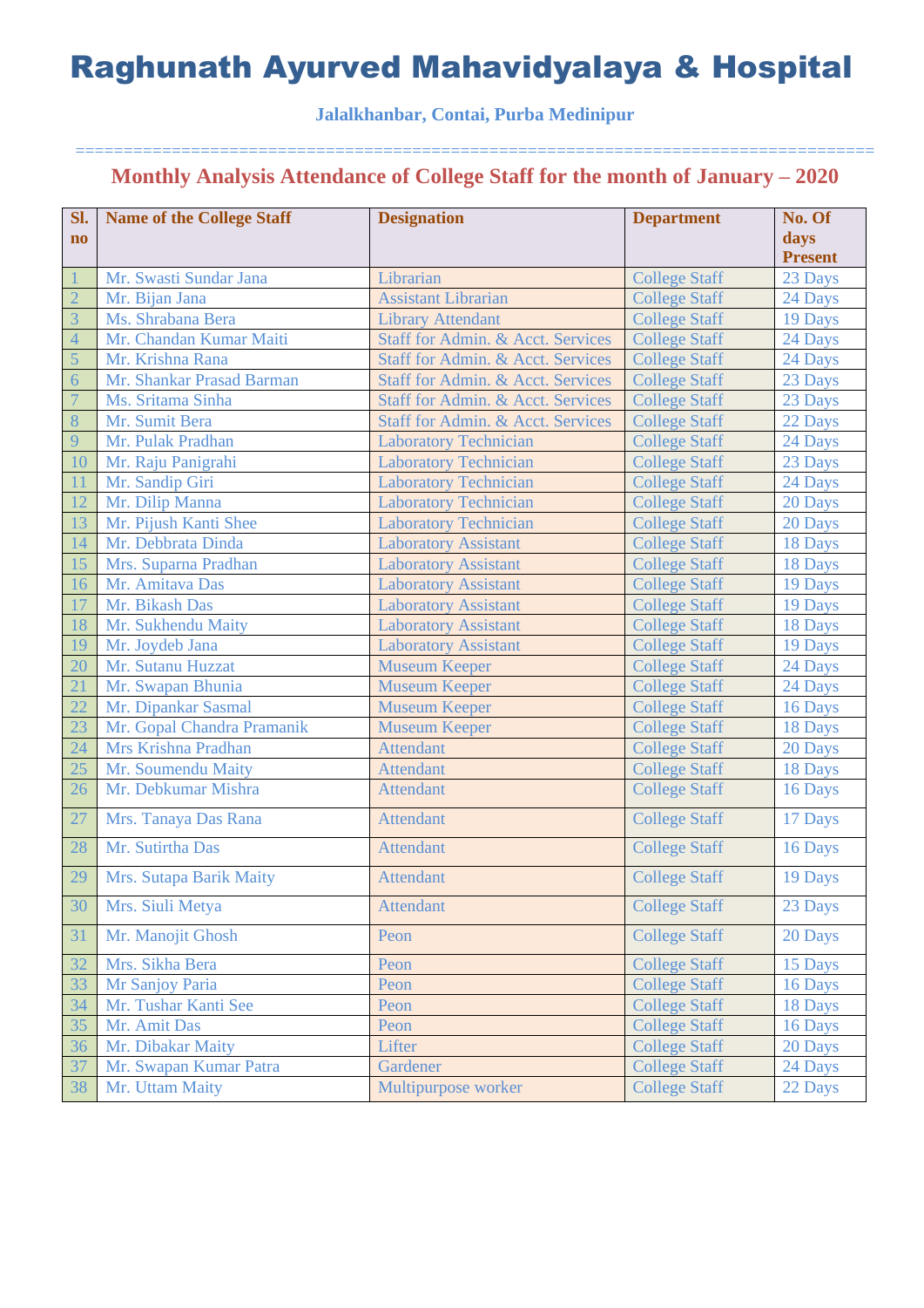# Raghunath Ayurved Mahavidyalaya & Hospital

**Jalalkhanbar, Contai, Purba Medinipur**

=================================================================================

## Monthly Analysis Attendance of College Staff for the month of January – 2020

| Sl. no | Name of the College Staff | Designation | Department | No. Of days Present |
|---|---|---|---|---|
| 1 | Mr. Swasti Sundar Jana | Librarian | College Staff | 23 Days |
| 2 | Mr. Bijan Jana | Assistant Librarian | College Staff | 24 Days |
| 3 | Ms. Shrabana Bera | Library Attendant | College Staff | 19 Days |
| 4 | Mr. Chandan Kumar Maiti | Staff for Admin. & Acct. Services | College Staff | 24 Days |
| 5 | Mr. Krishna Rana | Staff for Admin. & Acct. Services | College Staff | 24 Days |
| 6 | Mr. Shankar Prasad Barman | Staff for Admin. & Acct. Services | College Staff | 23 Days |
| 7 | Ms. Sritama Sinha | Staff for Admin. & Acct. Services | College Staff | 23 Days |
| 8 | Mr. Sumit Bera | Staff for Admin. & Acct. Services | College Staff | 22 Days |
| 9 | Mr. Pulak Pradhan | Laboratory Technician | College Staff | 24 Days |
| 10 | Mr. Raju Panigrahi | Laboratory Technician | College Staff | 23 Days |
| 11 | Mr. Sandip Giri | Laboratory Technician | College Staff | 24 Days |
| 12 | Mr. Dilip Manna | Laboratory Technician | College Staff | 20 Days |
| 13 | Mr. Pijush Kanti Shee | Laboratory Technician | College Staff | 20 Days |
| 14 | Mr. Debbrata Dinda | Laboratory Assistant | College Staff | 18 Days |
| 15 | Mrs. Suparna Pradhan | Laboratory Assistant | College Staff | 18 Days |
| 16 | Mr. Amitava Das | Laboratory Assistant | College Staff | 19 Days |
| 17 | Mr. Bikash Das | Laboratory Assistant | College Staff | 19 Days |
| 18 | Mr. Sukhendu Maity | Laboratory Assistant | College Staff | 18 Days |
| 19 | Mr. Joydeb Jana | Laboratory Assistant | College Staff | 19 Days |
| 20 | Mr. Sutanu Huzzat | Museum Keeper | College Staff | 24 Days |
| 21 | Mr. Swapan Bhunia | Museum Keeper | College Staff | 24 Days |
| 22 | Mr. Dipankar Sasmal | Museum Keeper | College Staff | 16 Days |
| 23 | Mr. Gopal Chandra Pramanik | Museum Keeper | College Staff | 18 Days |
| 24 | Mrs Krishna Pradhan | Attendant | College Staff | 20 Days |
| 25 | Mr. Soumendu Maity | Attendant | College Staff | 18 Days |
| 26 | Mr. Debkumar Mishra | Attendant | College Staff | 16 Days |
| 27 | Mrs. Tanaya Das Rana | Attendant | College Staff | 17 Days |
| 28 | Mr. Sutirtha Das | Attendant | College Staff | 16 Days |
| 29 | Mrs. Sutapa Barik Maity | Attendant | College Staff | 19 Days |
| 30 | Mrs. Siuli Metya | Attendant | College Staff | 23 Days |
| 31 | Mr. Manojit Ghosh | Peon | College Staff | 20 Days |
| 32 | Mrs. Sikha Bera | Peon | College Staff | 15 Days |
| 33 | Mr Sanjoy Paria | Peon | College Staff | 16 Days |
| 34 | Mr. Tushar Kanti See | Peon | College Staff | 18 Days |
| 35 | Mr. Amit Das | Peon | College Staff | 16 Days |
| 36 | Mr. Dibakar Maity | Lifter | College Staff | 20 Days |
| 37 | Mr. Swapan Kumar Patra | Gardener | College Staff | 24 Days |
| 38 | Mr. Uttam Maity | Multipurpose worker | College Staff | 22 Days |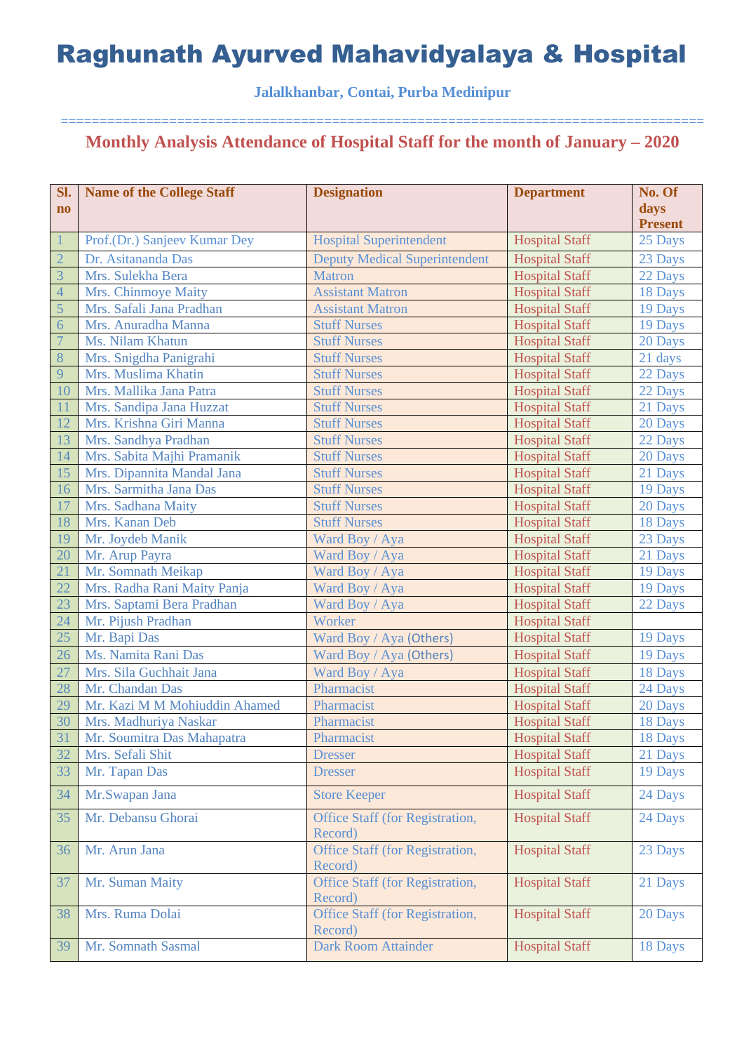# Raghunath Ayurved Mahavidyalaya & Hospital

**Jalalkhanbar, Contai, Purba Medinipur**

==============================================================================

## Monthly Analysis Attendance of Hospital Staff for the month of January – 2020

| Sl. no | Name of the College Staff | Designation | Department | No. Of days Present |
|---|---|---|---|---|
| 1 | Prof.(Dr.) Sanjeev Kumar Dey | Hospital Superintendent | Hospital Staff | 25 Days |
| 2 | Dr. Asitananda Das | Deputy Medical Superintendent | Hospital Staff | 23 Days |
| 3 | Mrs. Sulekha Bera | Matron | Hospital Staff | 22 Days |
| 4 | Mrs. Chinmoye Maity | Assistant Matron | Hospital Staff | 18 Days |
| 5 | Mrs. Safali Jana Pradhan | Assistant Matron | Hospital Staff | 19 Days |
| 6 | Mrs. Anuradha Manna | Stuff Nurses | Hospital Staff | 19 Days |
| 7 | Ms. Nilam Khatun | Stuff Nurses | Hospital Staff | 20 Days |
| 8 | Mrs. Snigdha Panigrahi | Stuff Nurses | Hospital Staff | 21 days |
| 9 | Mrs. Muslima Khatin | Stuff Nurses | Hospital Staff | 22 Days |
| 10 | Mrs. Mallika Jana Patra | Stuff Nurses | Hospital Staff | 22 Days |
| 11 | Mrs. Sandipa Jana Huzzat | Stuff Nurses | Hospital Staff | 21 Days |
| 12 | Mrs. Krishna Giri Manna | Stuff Nurses | Hospital Staff | 20 Days |
| 13 | Mrs. Sandhya Pradhan | Stuff Nurses | Hospital Staff | 22 Days |
| 14 | Mrs. Sabita Majhi Pramanik | Stuff Nurses | Hospital Staff | 20 Days |
| 15 | Mrs. Dipannita Mandal Jana | Stuff Nurses | Hospital Staff | 21 Days |
| 16 | Mrs. Sarmitha Jana Das | Stuff Nurses | Hospital Staff | 19 Days |
| 17 | Mrs. Sadhana Maity | Stuff Nurses | Hospital Staff | 20 Days |
| 18 | Mrs. Kanan Deb | Stuff Nurses | Hospital Staff | 18 Days |
| 19 | Mr. Joydeb Manik | Ward Boy / Aya | Hospital Staff | 23 Days |
| 20 | Mr. Arup Payra | Ward Boy / Aya | Hospital Staff | 21 Days |
| 21 | Mr. Somnath Meikap | Ward Boy / Aya | Hospital Staff | 19 Days |
| 22 | Mrs. Radha Rani Maity Panja | Ward Boy / Aya | Hospital Staff | 19 Days |
| 23 | Mrs. Saptami Bera Pradhan | Ward Boy / Aya | Hospital Staff | 22 Days |
| 24 | Mr. Pijush Pradhan | Worker | Hospital Staff | |
| 25 | Mr. Bapi Das | Ward Boy / Aya (Others) | Hospital Staff | 19 Days |
| 26 | Ms. Namita Rani Das | Ward Boy / Aya (Others) | Hospital Staff | 19 Days |
| 27 | Mrs. Sila Guchhait Jana | Ward Boy / Aya | Hospital Staff | 18 Days |
| 28 | Mr. Chandan Das | Pharmacist | Hospital Staff | 24 Days |
| 29 | Mr. Kazi M M Mohiuddin Ahamed | Pharmacist | Hospital Staff | 20 Days |
| 30 | Mrs. Madhuriya Naskar | Pharmacist | Hospital Staff | 18 Days |
| 31 | Mr. Soumitra Das Mahapatra | Pharmacist | Hospital Staff | 18 Days |
| 32 | Mrs. Sefali Shit | Dresser | Hospital Staff | 21 Days |
| 33 | Mr. Tapan Das | Dresser | Hospital Staff | 19 Days |
| 34 | Mr.Swapan Jana | Store Keeper | Hospital Staff | 24 Days |
| 35 | Mr. Debansu Ghorai | Office Staff (for Registration, Record) | Hospital Staff | 24 Days |
| 36 | Mr. Arun Jana | Office Staff (for Registration, Record) | Hospital Staff | 23 Days |
| 37 | Mr. Suman Maity | Office Staff (for Registration, Record) | Hospital Staff | 21 Days |
| 38 | Mrs. Ruma Dolai | Office Staff (for Registration, Record) | Hospital Staff | 20 Days |
| 39 | Mr. Somnath Sasmal | Dark Room Attainder | Hospital Staff | 18 Days |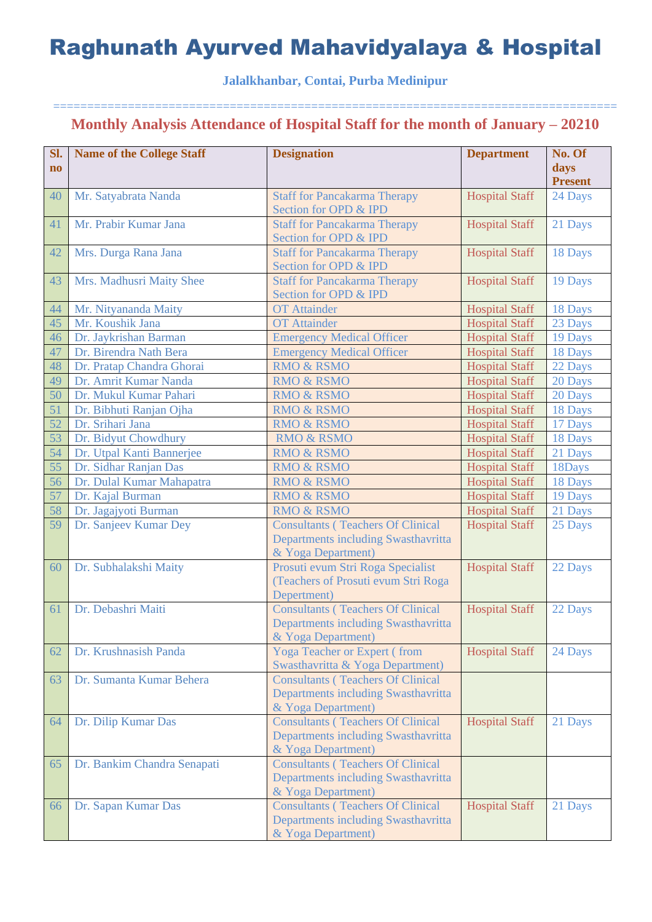# Raghunath Ayurved Mahavidyalaya & Hospital

**Jalalkhanbar, Contai, Purba Medinipur**

==================================================================================

## Monthly Analysis Attendance of Hospital Staff for the month of January – 20210

| Sl. no | Name of the College Staff | Designation | Department | No. Of days Present |
|---|---|---|---|---|
| 40 | Mr. Satyabrata Nanda | Staff for Pancakarma Therapy Section for OPD & IPD | Hospital Staff | 24 Days |
| 41 | Mr. Prabir Kumar Jana | Staff for Pancakarma Therapy Section for OPD & IPD | Hospital Staff | 21 Days |
| 42 | Mrs. Durga Rana Jana | Staff for Pancakarma Therapy Section for OPD & IPD | Hospital Staff | 18 Days |
| 43 | Mrs. Madhusri Maity Shee | Staff for Pancakarma Therapy Section for OPD & IPD | Hospital Staff | 19 Days |
| 44 | Mr. Nityananda Maity | OT Attainder | Hospital Staff | 18 Days |
| 45 | Mr. Koushik Jana | OT Attainder | Hospital Staff | 23 Days |
| 46 | Dr. Jaykrishan Barman | Emergency Medical Officer | Hospital Staff | 19 Days |
| 47 | Dr. Birendra Nath Bera | Emergency Medical Officer | Hospital Staff | 18 Days |
| 48 | Dr. Pratap Chandra Ghorai | RMO & RSMO | Hospital Staff | 22 Days |
| 49 | Dr. Amrit Kumar Nanda | RMO & RSMO | Hospital Staff | 20 Days |
| 50 | Dr. Mukul Kumar Pahari | RMO & RSMO | Hospital Staff | 20 Days |
| 51 | Dr. Bibhuti Ranjan Ojha | RMO & RSMO | Hospital Staff | 18 Days |
| 52 | Dr. Srihari Jana | RMO & RSMO | Hospital Staff | 17 Days |
| 53 | Dr. Bidyut Chowdhury | RMO & RSMO | Hospital Staff | 18 Days |
| 54 | Dr. Utpal Kanti Bannerjee | RMO & RSMO | Hospital Staff | 21 Days |
| 55 | Dr. Sidhar Ranjan Das | RMO & RSMO | Hospital Staff | 18Days |
| 56 | Dr. Dulal Kumar Mahapatra | RMO & RSMO | Hospital Staff | 18 Days |
| 57 | Dr. Kajal Burman | RMO & RSMO | Hospital Staff | 19 Days |
| 58 | Dr. Jagajyoti Burman | RMO & RSMO | Hospital Staff | 21 Days |
| 59 | Dr. Sanjeev Kumar Dey | Consultants ( Teachers Of Clinical Departments including Swasthavritta & Yoga Department) | Hospital Staff | 25 Days |
| 60 | Dr. Subhalakshi Maity | Prosuti evum Stri Roga Specialist (Teachers of Prosuti evum Stri Roga Depertment) | Hospital Staff | 22 Days |
| 61 | Dr. Debashri Maiti | Consultants ( Teachers Of Clinical Departments including Swasthavritta & Yoga Department) | Hospital Staff | 22 Days |
| 62 | Dr. Krushnasish Panda | Yoga Teacher or Expert ( from Swasthavritta & Yoga Department) | Hospital Staff | 24 Days |
| 63 | Dr. Sumanta Kumar Behera | Consultants ( Teachers Of Clinical Departments including Swasthavritta & Yoga Department) | | |
| 64 | Dr. Dilip Kumar Das | Consultants ( Teachers Of Clinical Departments including Swasthavritta & Yoga Department) | Hospital Staff | 21 Days |
| 65 | Dr. Bankim Chandra Senapati | Consultants ( Teachers Of Clinical Departments including Swasthavritta & Yoga Department) | | |
| 66 | Dr. Sapan Kumar Das | Consultants ( Teachers Of Clinical Departments including Swasthavritta & Yoga Department) | Hospital Staff | 21 Days |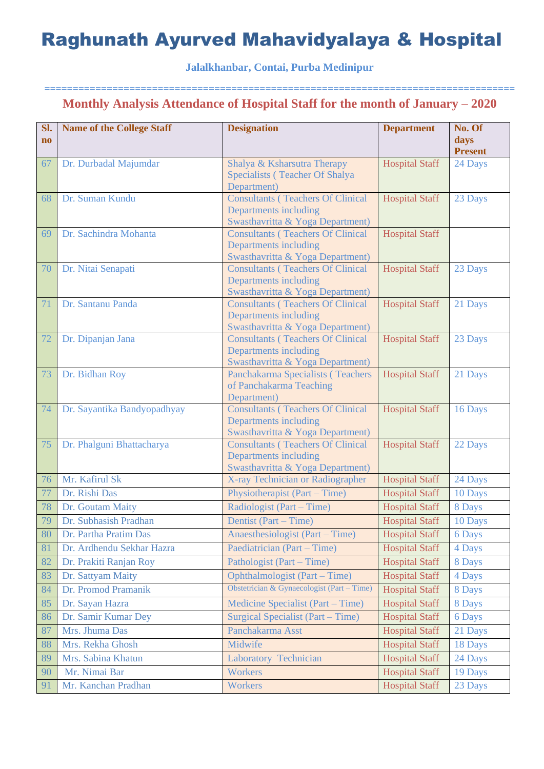# Raghunath Ayurved Mahavidyalaya & Hospital

**Jalalkhanbar, Contai, Purba Medinipur**

===============================================================================

## Monthly Analysis Attendance of Hospital Staff for the month of January – 2020

| Sl. no | Name of the College Staff | Designation | Department | No. Of days Present |
|---|---|---|---|---|
| 67 | Dr. Durbadal Majumdar | Shalya & Ksharsutra Therapy Specialists ( Teacher Of Shalya Department) | Hospital Staff | 24 Days |
| 68 | Dr. Suman Kundu | Consultants ( Teachers Of Clinical Departments including Swasthavritta & Yoga Department) | Hospital Staff | 23 Days |
| 69 | Dr. Sachindra Mohanta | Consultants ( Teachers Of Clinical Departments including Swasthavritta & Yoga Department) | Hospital Staff | |
| 70 | Dr. Nitai Senapati | Consultants ( Teachers Of Clinical Departments including Swasthavritta & Yoga Department) | Hospital Staff | 23 Days |
| 71 | Dr. Santanu Panda | Consultants ( Teachers Of Clinical Departments including Swasthavritta & Yoga Department) | Hospital Staff | 21 Days |
| 72 | Dr. Dipanjan Jana | Consultants ( Teachers Of Clinical Departments including Swasthavritta & Yoga Department) | Hospital Staff | 23 Days |
| 73 | Dr. Bidhan Roy | Panchakarma Specialists ( Teachers of Panchakarma Teaching Department) | Hospital Staff | 21 Days |
| 74 | Dr. Sayantika Bandyopadhyay | Consultants ( Teachers Of Clinical Departments including Swasthavritta & Yoga Department) | Hospital Staff | 16 Days |
| 75 | Dr. Phalguni Bhattacharya | Consultants ( Teachers Of Clinical Departments including Swasthavritta & Yoga Department) | Hospital Staff | 22 Days |
| 76 | Mr. Kafirul Sk | X-ray Technician or Radiographer | Hospital Staff | 24 Days |
| 77 | Dr. Rishi Das | Physiotherapist (Part – Time) | Hospital Staff | 10 Days |
| 78 | Dr. Goutam Maity | Radiologist (Part – Time) | Hospital Staff | 8 Days |
| 79 | Dr. Subhasish Pradhan | Dentist (Part – Time) | Hospital Staff | 10 Days |
| 80 | Dr. Partha Pratim Das | Anaesthesiologist (Part – Time) | Hospital Staff | 6 Days |
| 81 | Dr. Ardhendu Sekhar Hazra | Paediatrician (Part – Time) | Hospital Staff | 4 Days |
| 82 | Dr. Prakiti Ranjan Roy | Pathologist (Part – Time) | Hospital Staff | 8 Days |
| 83 | Dr. Sattyam Maity | Ophthalmologist (Part – Time) | Hospital Staff | 4 Days |
| 84 | Dr. Promod Pramanik | Obstetrician & Gynaecologist (Part – Time) | Hospital Staff | 8 Days |
| 85 | Dr. Sayan Hazra | Medicine Specialist (Part – Time) | Hospital Staff | 8 Days |
| 86 | Dr. Samir Kumar Dey | Surgical Specialist (Part – Time) | Hospital Staff | 6 Days |
| 87 | Mrs. Jhuma Das | Panchakarma Asst | Hospital Staff | 21 Days |
| 88 | Mrs. Rekha Ghosh | Midwife | Hospital Staff | 18 Days |
| 89 | Mrs. Sabina Khatun | Laboratory Technician | Hospital Staff | 24 Days |
| 90 | Mr. Nimai Bar | Workers | Hospital Staff | 19 Days |
| 91 | Mr. Kanchan Pradhan | Workers | Hospital Staff | 23 Days |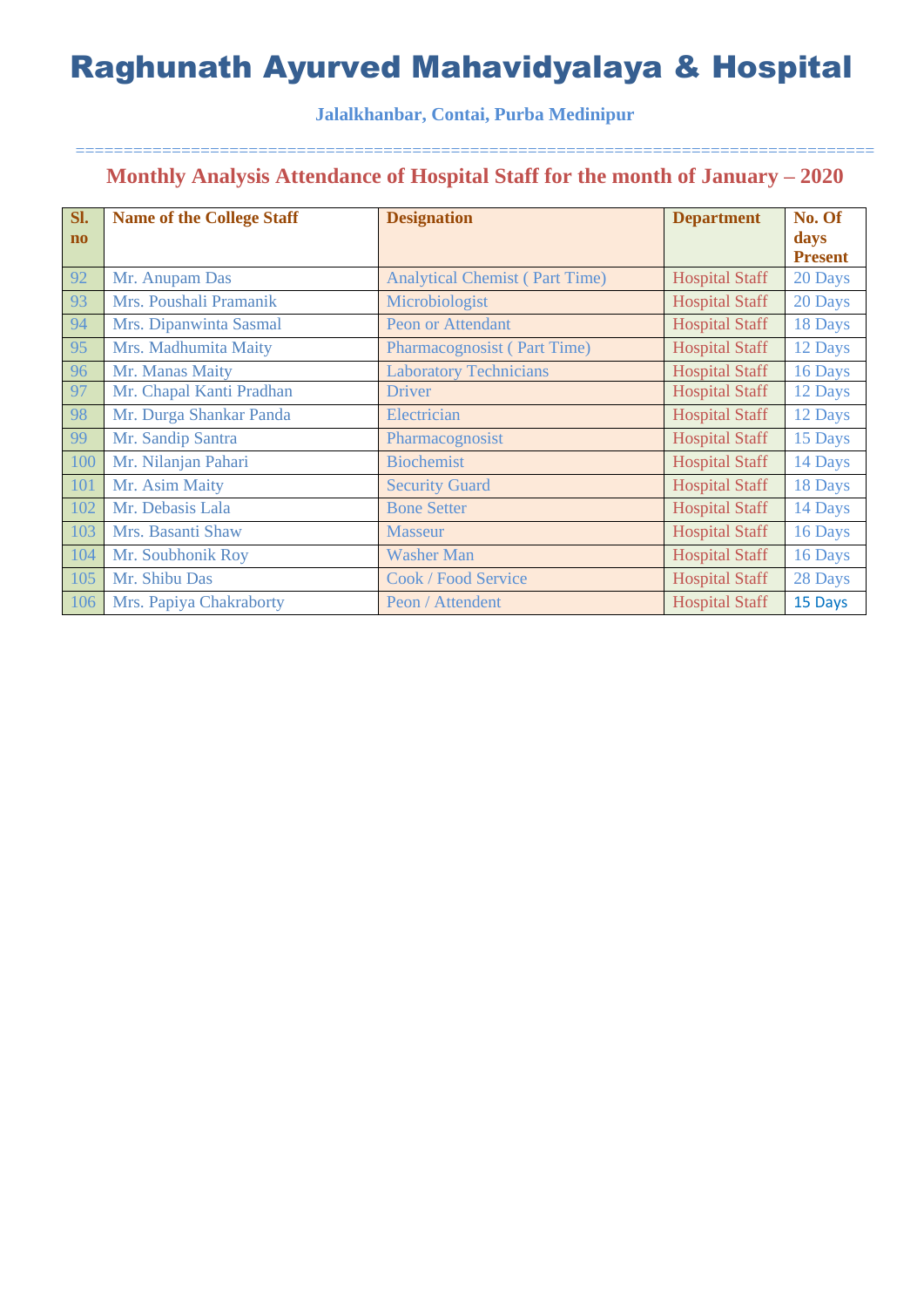# Raghunath Ayurved Mahavidyalaya & Hospital

**Jalalkhanbar, Contai, Purba Medinipur**

==============================================================================

## Monthly Analysis Attendance of Hospital Staff for the month of January – 2020

| Sl. no | Name of the College Staff | Designation | Department | No. Of days Present |
|---|---|---|---|---|
| 92 | Mr. Anupam Das | Analytical Chemist ( Part Time) | Hospital Staff | 20 Days |
| 93 | Mrs. Poushali Pramanik | Microbiologist | Hospital Staff | 20 Days |
| 94 | Mrs. Dipanwinta Sasmal | Peon or Attendant | Hospital Staff | 18 Days |
| 95 | Mrs. Madhumita Maity | Pharmacognosist ( Part Time) | Hospital Staff | 12 Days |
| 96 | Mr. Manas Maity | Laboratory Technicians | Hospital Staff | 16 Days |
| 97 | Mr. Chapal Kanti Pradhan | Driver | Hospital Staff | 12 Days |
| 98 | Mr. Durga Shankar Panda | Electrician | Hospital Staff | 12 Days |
| 99 | Mr. Sandip Santra | Pharmacognosist | Hospital Staff | 15 Days |
| 100 | Mr. Nilanjan Pahari | Biochemist | Hospital Staff | 14 Days |
| 101 | Mr. Asim Maity | Security Guard | Hospital Staff | 18 Days |
| 102 | Mr. Debasis Lala | Bone Setter | Hospital Staff | 14 Days |
| 103 | Mrs. Basanti Shaw | Masseur | Hospital Staff | 16 Days |
| 104 | Mr. Soubhonik Roy | Washer Man | Hospital Staff | 16 Days |
| 105 | Mr. Shibu Das | Cook / Food Service | Hospital Staff | 28 Days |
| 106 | Mrs. Papiya Chakraborty | Peon / Attendent | Hospital Staff | 15 Days |